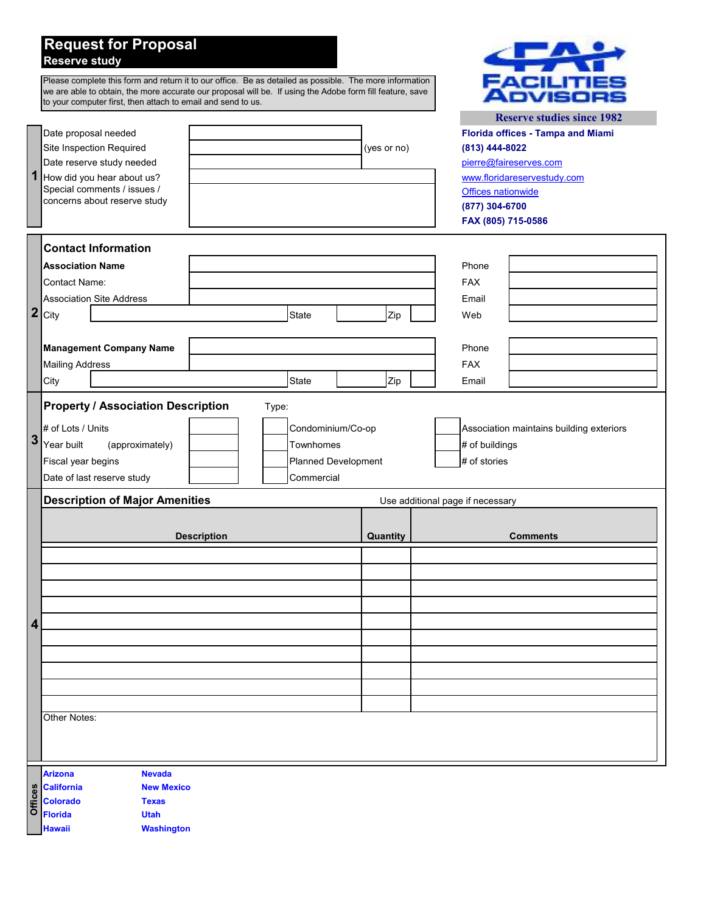# Request for Proposal
## Reserve study

Please complete this form and return it to our office. Be as detailed as possible. The more information we are able to obtain, the more accurate our proposal will be. If using the Adobe form fill feature, save to your computer first, then attach to email and send to us.

**FACILITIES ADVISORS**

**Reserve studies since 1982**

**Florida offices - Tampa and Miami**
**(813) 444-8022**
pierre@faireserves.com
www.floridareservestudy.com
Offices nationwide
**(877) 304-6700**
**FAX (805) 715-0586**

### 1

| | | |
|---|---|---|
| Date proposal needed | | |
| Site Inspection Required | | (yes or no) |
| Date reserve study needed | | |
| How did you hear about us? | | |
| Special comments / issues / concerns about reserve study | | |

### 2 Contact Information

| | | | | | | | |
|---|---|---|---|---|---|---|---|
| **Association Name** | | | | | | Phone | |
| Contact Name: | | | | | | FAX | |
| Association Site Address | | | | | | Email | |
| City | | State | | Zip | | Web | |
| **Management Company Name** | | | | | | Phone | |
| Mailing Address | | | | | | FAX | |
| City | | State | | Zip | | Email | |

### 3 Property / Association Description

Type:

| | | | | | |
|---|---|---|---|---|---|
| # of Lots / Units | | | Condominium/Co-op | | Association maintains building exteriors |
| Year built (approximately) | | | Townhomes | | # of buildings |
| Fiscal year begins | | | Planned Development | | # of stories |
| Date of last reserve study | | | Commercial | | |

### 4 Description of Major Amenities

Use additional page if necessary

| Description | Quantity | Comments |
|---|---|---|
| | | |
| | | |
| | | |
| | | |
| | | |
| | | |
| | | |
| | | |
| | | |
| | | |

Other Notes:

### Offices

| | |
|---|---|
| **Arizona** | **Nevada** |
| **California** | **New Mexico** |
| **Colorado** | **Texas** |
| **Florida** | **Utah** |
| **Hawaii** | **Washington** |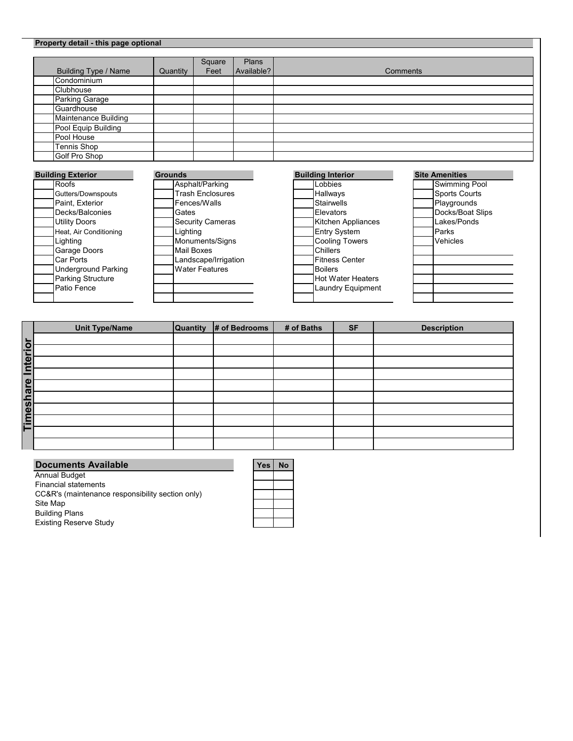## Property detail - this page optional

| Building Type / Name | Quantity | Square Feet | Plans Available? | Comments |
|---|---|---|---|---|
| Condominium | | | | |
| Clubhouse | | | | |
| Parking Garage | | | | |
| Guardhouse | | | | |
| Maintenance Building | | | | |
| Pool Equip Building | | | | |
| Pool House | | | | |
| Tennis Shop | | | | |
| Golf Pro Shop | | | | |

| | Building Exterior |
|---|---|
| | Roofs |
| | Gutters/Downspouts |
| | Paint, Exterior |
| | Decks/Balconies |
| | Utility Doors |
| | Heat, Air Conditioning |
| | Lighting |
| | Garage Doors |
| | Car Ports |
| | Underground Parking |
| | Parking Structure |
| | Patio Fence |
| | |

| | Grounds |
|---|---|
| | Asphalt/Parking |
| | Trash Enclosures |
| | Fences/Walls |
| | Gates |
| | Security Cameras |
| | Lighting |
| | Monuments/Signs |
| | Mail Boxes |
| | Landscape/Irrigation |
| | Water Features |
| | |
| | |
| | |

| | Building Interior |
|---|---|
| | Lobbies |
| | Hallways |
| | Stairwells |
| | Elevators |
| | Kitchen Appliances |
| | Entry System |
| | Cooling Towers |
| | Chillers |
| | Fitness Center |
| | Boilers |
| | Hot Water Heaters |
| | Laundry Equipment |
| | |

| | Site Amenities |
|---|---|
| | Swimming Pool |
| | Sports Courts |
| | Playgrounds |
| | Docks/Boat Slips |
| | Lakes/Ponds |
| | Parks |
| | Vehicles |
| | |
| | |
| | |
| | |
| | |
| | |

### Timeshare Interior

| Unit Type/Name | Quantity | # of Bedrooms | # of Baths | SF | Description |
|---|---|---|---|---|---|
| | | | | | |
| | | | | | |
| | | | | | |
| | | | | | |
| | | | | | |
| | | | | | |
| | | | | | |
| | | | | | |
| | | | | | |
| | | | | | |

## Documents Available

| Documents Available | Yes | No |
|---|---|---|
| Annual Budget | | |
| Financial statements | | |
| CC&R's (maintenance responsibility section only) | | |
| Site Map | | |
| Building Plans | | |
| Existing Reserve Study | | |